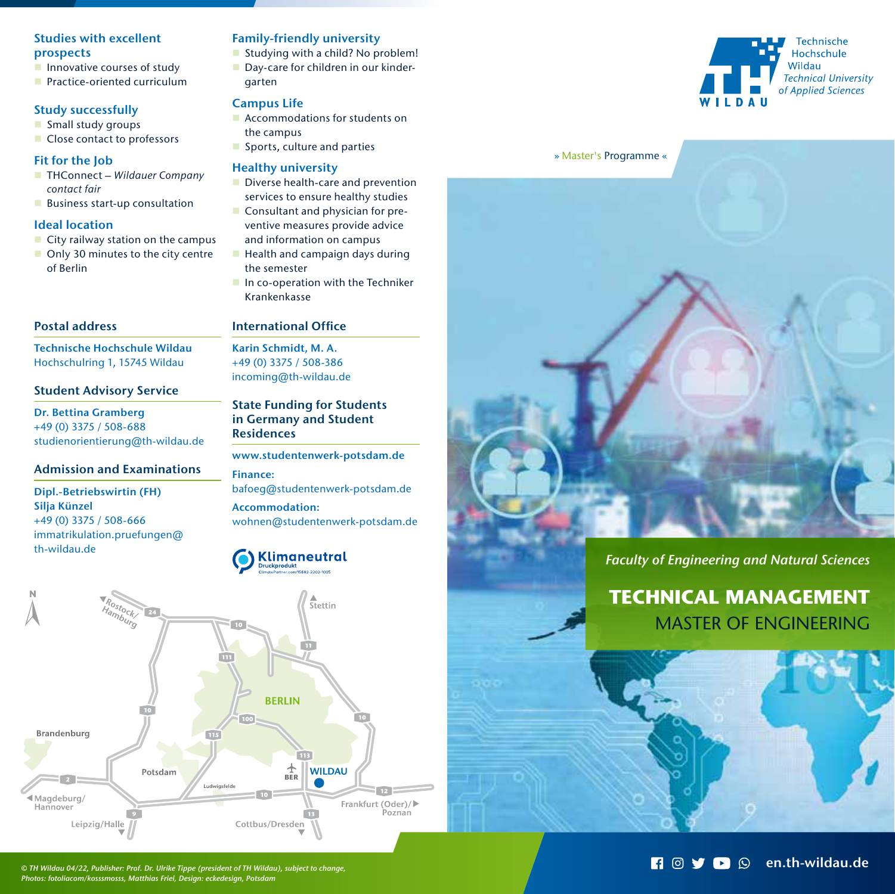## Studies with excellent prospects

- Innovative courses of study
- Practice-oriented curriculum

## Study successfully

- Small study groups
- Close contact to professors

## Fit for the Job

- THConnect – *Wildauer Company contact fair*
- Business start-up consultation

## Ideal location

- City railway station on the campus
- Only 30 minutes to the city centre of Berlin

## Family-friendly university

- Studying with a child? No problem!
- Day-care for children in our kindergarten

## Campus Life

- Accommodations for students on the campus
- Sports, culture and parties

## Healthy university

- Diverse health-care and prevention services to ensure healthy studies
- Consultant and physician for preventive measures provide advice and information on campus
- Health and campaign days during the semester
- In co-operation with the Techniker Krankenkasse

## Postal address

**Technische Hochschule Wildau**
Hochschulring 1, 15745 Wildau

## Student Advisory Service

**Dr. Bettina Gramberg**
+49 (0) 3375 / 508-688
studienorientierung@th-wildau.de

## Admission and Examinations

**Dipl.-Betriebswirtin (FH) Silja Künzel**
+49 (0) 3375 / 508-666
immatrikulation.pruefungen@th-wildau.de

## International Office

**Karin Schmidt, M. A.**
+49 (0) 3375 / 508-386
incoming@th-wildau.de

## State Funding for Students in Germany and Student Residences

**www.studentenwerk-potsdam.de**

**Finance:**
bafoeg@studentenwerk-potsdam.de

**Accommodation:**
wohnen@studentenwerk-potsdam.de

Klimaneutral Druckprodukt ClimatePartner.com/15682-2202-1005

*© TH Wildau 04/22, Publisher: Prof. Dr. Ulrike Tippe (president of TH Wildau), subject to change, Photos: fotoliacom/kosssmosss, Matthias Friel, Design: eckedesign, Potsdam*

Technische Hochschule Wildau
*Technical University of Applied Sciences*

» Master's Programme «

*Faculty of Engineering and Natural Sciences*

# TECHNICAL MANAGEMENT

## MASTER OF ENGINEERING

en.th-wildau.de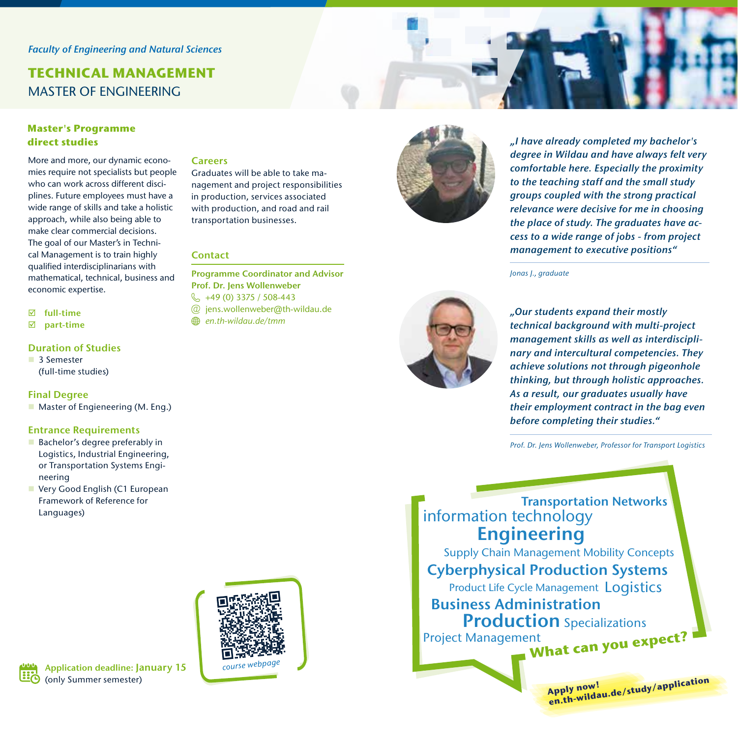*Faculty of Engineering and Natural Sciences*

# TECHNICAL MANAGEMENT
## MASTER OF ENGINEERING

### Master's Programme direct studies

More and more, our dynamic economies require not specialists but people who can work across different disciplines. Future employees must have a wide range of skills and take a holistic approach, while also being able to make clear commercial decisions. The goal of our Master's in Technical Management is to train highly qualified interdisciplinarians with mathematical, technical, business and economic expertise.

- ☑ **full-time**
- ☑ **part-time**

### Duration of Studies

- 3 Semester (full-time studies)

### Final Degree

- Master of Engieneering (M. Eng.)

### Entrance Requirements

- Bachelor's degree preferably in Logistics, Industrial Engineering, or Transportation Systems Engineering
- Very Good English (C1 European Framework of Reference for Languages)

### Careers

Graduates will be able to take management and project responsibilities in production, services associated with production, and road and rail transportation businesses.

### Contact

**Programme Coordinator and Advisor**
**Prof. Dr. Jens Wollenweber**
+49 (0) 3375 / 508-443
jens.wollenweber@th-wildau.de
*en.th-wildau.de/tmm*

**Application deadline: January 15**
(only Summer semester)

*course webpage*

***„I have already completed my bachelor's degree in Wildau and have always felt very comfortable here. Especially the proximity to the teaching staff and the small study groups coupled with the strong practical relevance were decisive for me in choosing the place of study. The graduates have access to a wide range of jobs - from project management to executive positions"***

*Jonas J., graduate*

***„Our students expand their mostly technical background with multi-project management skills as well as interdisciplinary and intercultural competencies. They achieve solutions not through pigeonhole thinking, but through holistic approaches. As a result, our graduates usually have their employment contract in the bag even before completing their studies."***

*Prof. Dr. Jens Wollenweber, Professor for Transport Logistics*

Transportation Networks
information technology
Engineering
Supply Chain Management Mobility Concepts
Cyberphysical Production Systems
Product Life Cycle Management Logistics
Business Administration
Production Specializations
Project Management

**What can you expect?**

**Apply now!**
**en.th-wildau.de/study/application**